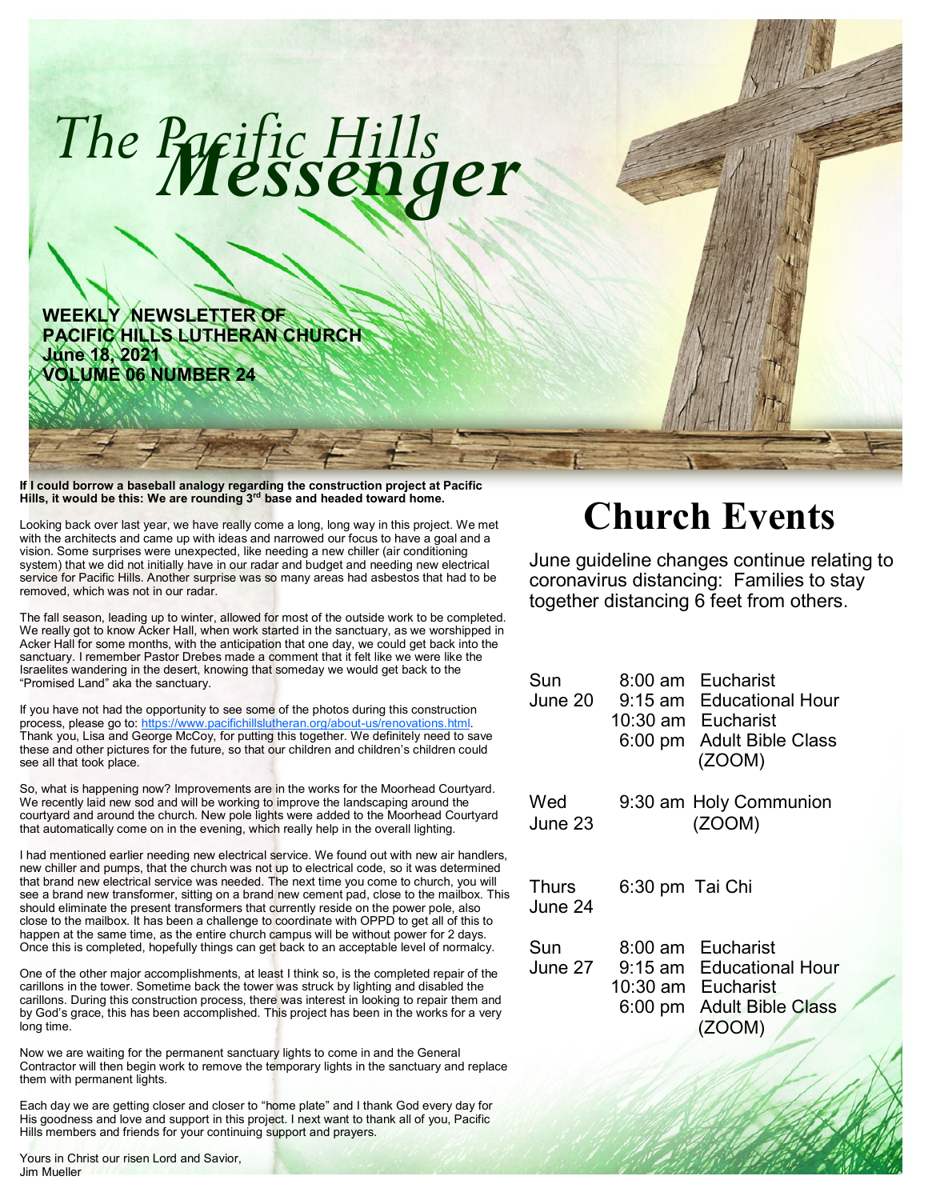# The Pacific Hills *Messenger*

**WEEKLY NEWSLETTER OF PACIFIC HILLS LUTHERAN CHURCH**
**June 18, 2021**
**VOLUME 06 NUMBER 24**

**If I could borrow a baseball analogy regarding the construction project at Pacific Hills, it would be this: We are rounding 3rd base and headed toward home.**

Looking back over last year, we have really come a long, long way in this project. We met with the architects and came up with ideas and narrowed our focus to have a goal and a vision. Some surprises were unexpected, like needing a new chiller (air conditioning system) that we did not initially have in our radar and budget and needing new electrical service for Pacific Hills. Another surprise was so many areas had asbestos that had to be removed, which was not in our radar.

The fall season, leading up to winter, allowed for most of the outside work to be completed. We really got to know Acker Hall, when work started in the sanctuary, as we worshipped in Acker Hall for some months, with the anticipation that one day, we could get back into the sanctuary. I remember Pastor Drebes made a comment that it felt like we were like the Israelites wandering in the desert, knowing that someday we would get back to the "Promised Land" aka the sanctuary.

If you have not had the opportunity to see some of the photos during this construction process, please go to: https://www.pacifichillslutheran.org/about-us/renovations.html. Thank you, Lisa and George McCoy, for putting this together. We definitely need to save these and other pictures for the future, so that our children and children's children could see all that took place.

So, what is happening now? Improvements are in the works for the Moorhead Courtyard. We recently laid new sod and will be working to improve the landscaping around the courtyard and around the church. New pole lights were added to the Moorhead Courtyard that automatically come on in the evening, which really help in the overall lighting.

I had mentioned earlier needing new electrical service. We found out with new air handlers, new chiller and pumps, that the church was not up to electrical code, so it was determined that brand new electrical service was needed. The next time you come to church, you will see a brand new transformer, sitting on a brand new cement pad, close to the mailbox. This should eliminate the present transformers that currently reside on the power pole, also close to the mailbox. It has been a challenge to coordinate with OPPD to get all of this to happen at the same time, as the entire church campus will be without power for 2 days. Once this is completed, hopefully things can get back to an acceptable level of normalcy.

One of the other major accomplishments, at least I think so, is the completed repair of the carillons in the tower. Sometime back the tower was struck by lighting and disabled the carillons. During this construction process, there was interest in looking to repair them and by God's grace, this has been accomplished. This project has been in the works for a very long time.

Now we are waiting for the permanent sanctuary lights to come in and the General Contractor will then begin work to remove the temporary lights in the sanctuary and replace them with permanent lights.

Each day we are getting closer and closer to "home plate" and I thank God every day for His goodness and love and support in this project. I next want to thank all of you, Pacific Hills members and friends for your continuing support and prayers.

Yours in Christ our risen Lord and Savior,
Jim Mueller

# Church Events

June guideline changes continue relating to coronavirus distancing: Families to stay together distancing 6 feet from others.

| Day | Time | Event |
|---|---|---|
| Sun June 20 | 8:00 am | Eucharist |
| | 9:15 am | Educational Hour |
| | 10:30 am | Eucharist |
| | 6:00 pm | Adult Bible Class (ZOOM) |
| Wed June 23 | 9:30 am | Holy Communion (ZOOM) |
| Thurs June 24 | 6:30 pm | Tai Chi |
| Sun June 27 | 8:00 am | Eucharist |
| | 9:15 am | Educational Hour |
| | 10:30 am | Eucharist |
| | 6:00 pm | Adult Bible Class (ZOOM) |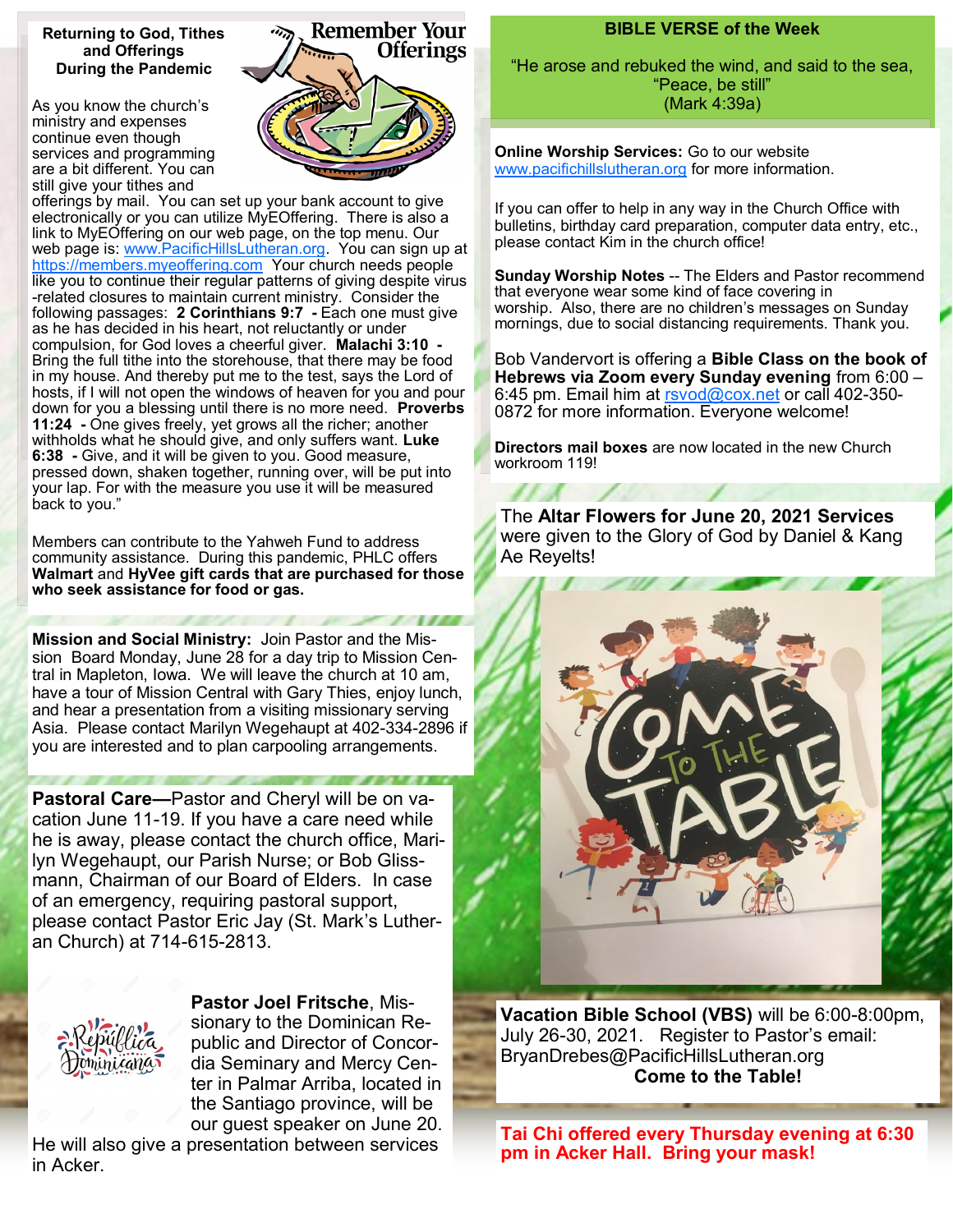**Returning to God, Tithes and Offerings During the Pandemic**

Remember Your Offerings

As you know the church's ministry and expenses continue even though services and programming are a bit different. You can still give your tithes and offerings by mail. You can set up your bank account to give electronically or you can utilize MyEOffering. There is also a link to MyEOffering on our web page, on the top menu. Our web page is: www.PacificHillsLutheran.org. You can sign up at https://members.myeoffering.com Your church needs people like you to continue their regular patterns of giving despite virus -related closures to maintain current ministry. Consider the following passages: **2 Corinthians 9:7 -** Each one must give as he has decided in his heart, not reluctantly or under compulsion, for God loves a cheerful giver. **Malachi 3:10 -** Bring the full tithe into the storehouse, that there may be food in my house. And thereby put me to the test, says the Lord of hosts, if I will not open the windows of heaven for you and pour down for you a blessing until there is no more need. **Proverbs 11:24 -** One gives freely, yet grows all the richer; another withholds what he should give, and only suffers want. **Luke 6:38 -** Give, and it will be given to you. Good measure, pressed down, shaken together, running over, will be put into your lap. For with the measure you use it will be measured back to you."

Members can contribute to the Yahweh Fund to address community assistance. During this pandemic, PHLC offers **Walmart** and **HyVee gift cards that are purchased for those who seek assistance for food or gas.**

**Mission and Social Ministry:** Join Pastor and the Mission Board Monday, June 28 for a day trip to Mission Central in Mapleton, Iowa. We will leave the church at 10 am, have a tour of Mission Central with Gary Thies, enjoy lunch, and hear a presentation from a visiting missionary serving Asia. Please contact Marilyn Wegehaupt at 402-334-2896 if you are interested and to plan carpooling arrangements.

**Pastoral Care—**Pastor and Cheryl will be on vacation June 11-19. If you have a care need while he is away, please contact the church office, Marilyn Wegehaupt, our Parish Nurse; or Bob Glissmann, Chairman of our Board of Elders. In case of an emergency, requiring pastoral support, please contact Pastor Eric Jay (St. Mark's Lutheran Church) at 714-615-2813.

República Dominicana

**Pastor Joel Fritsche**, Missionary to the Dominican Republic and Director of Concordia Seminary and Mercy Center in Palmar Arriba, located in the Santiago province, will be our guest speaker on June 20. He will also give a presentation between services in Acker.

**BIBLE VERSE of the Week**

"He arose and rebuked the wind, and said to the sea, "Peace, be still"
(Mark 4:39a)

**Online Worship Services:** Go to our website www.pacifichillslutheran.org for more information.

If you can offer to help in any way in the Church Office with bulletins, birthday card preparation, computer data entry, etc., please contact Kim in the church office!

**Sunday Worship Notes** -- The Elders and Pastor recommend that everyone wear some kind of face covering in worship. Also, there are no children's messages on Sunday mornings, due to social distancing requirements. Thank you.

Bob Vandervort is offering a **Bible Class on the book of Hebrews via Zoom every Sunday evening** from 6:00 – 6:45 pm. Email him at rsvod@cox.net or call 402-350-0872 for more information. Everyone welcome!

**Directors mail boxes** are now located in the new Church workroom 119!

The **Altar Flowers for June 20, 2021 Services** were given to the Glory of God by Daniel & Kang Ae Reyelts!

COME TO THE TABLE

**Vacation Bible School (VBS)** will be 6:00-8:00pm, July 26-30, 2021. Register to Pastor's email: BryanDrebes@PacificHillsLutheran.org

**Come to the Table!**

**Tai Chi offered every Thursday evening at 6:30 pm in Acker Hall. Bring your mask!**